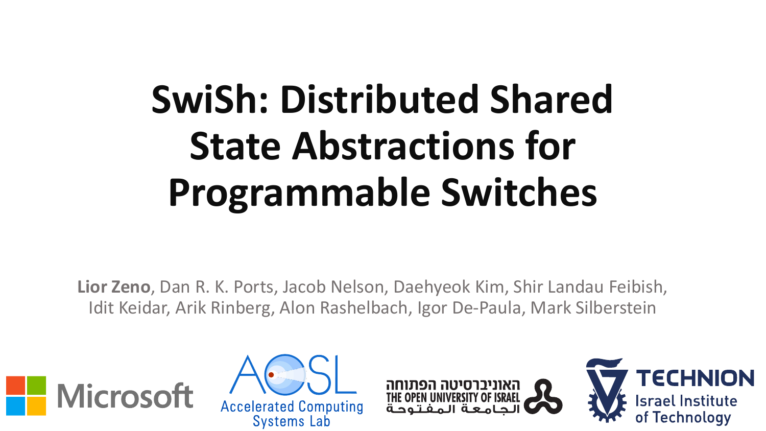# SwiSh: Distributed Shared State Abstractions for Programmable Switches

**Lior Zeno**, Dan R. K. Ports, Jacob Nelson, Daehyeok Kim, Shir Landau Feibish, Idit Keidar, Arik Rinberg, Alon Rashelbach, Igor De-Paula, Mark Silberstein

Microsoft

ACSL Accelerated Computing Systems Lab

האוניברסיטה הפתוחה
THE OPEN UNIVERSITY OF ISRAEL
الجامعة المفتوحة

TECHNION Israel Institute of Technology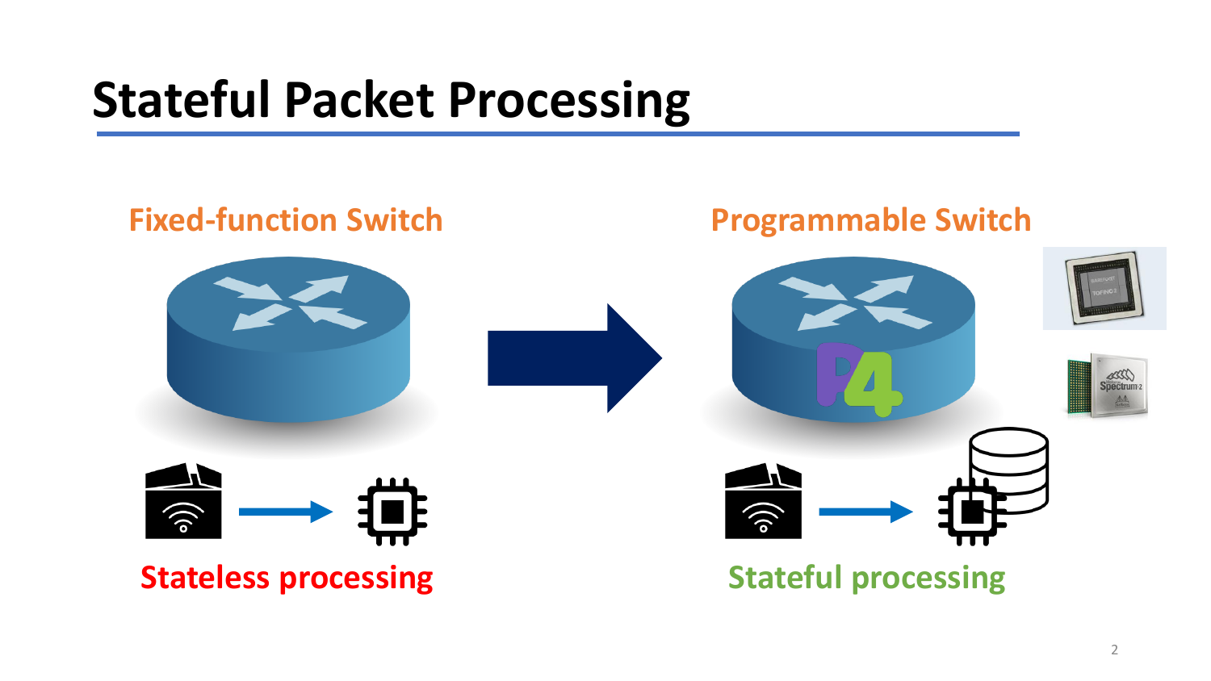# Stateful Packet Processing

**Fixed-function Switch**

**Stateless processing**

**Programmable Switch**

**Stateful processing**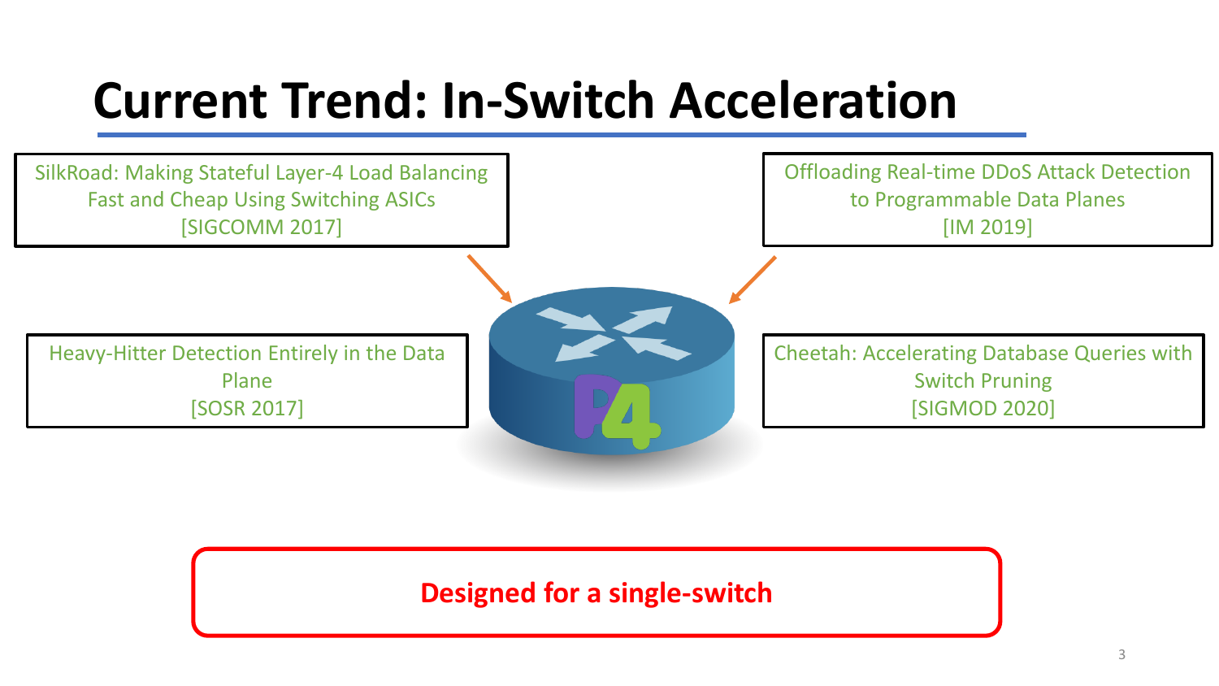# Current Trend: In-Switch Acceleration

SilkRoad: Making Stateful Layer-4 Load Balancing Fast and Cheap Using Switching ASICs [SIGCOMM 2017]

Offloading Real-time DDoS Attack Detection to Programmable Data Planes [IM 2019]

Heavy-Hitter Detection Entirely in the Data Plane [SOSR 2017]

Cheetah: Accelerating Database Queries with Switch Pruning [SIGMOD 2020]

**Designed for a single-switch**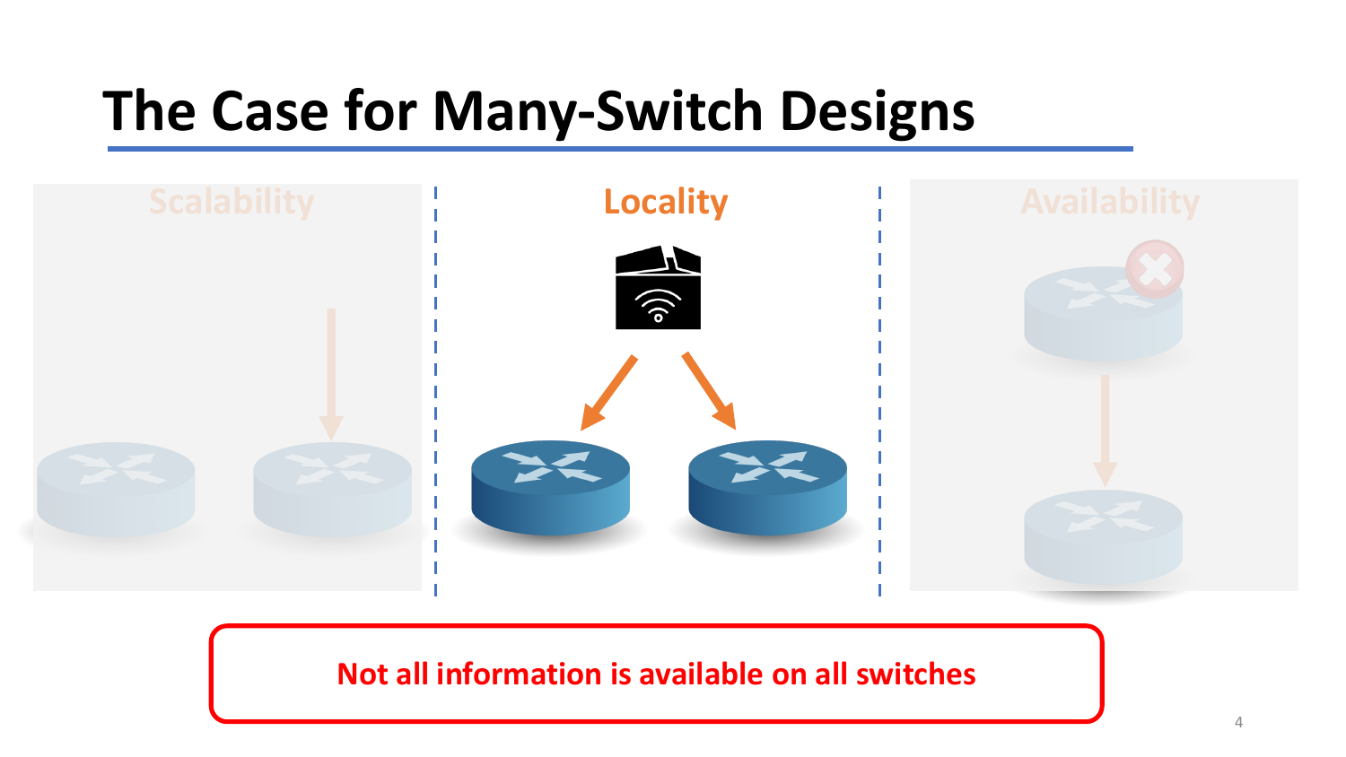# The Case for Many-Switch Designs

Scalability

Locality

Availability

Not all information is available on all switches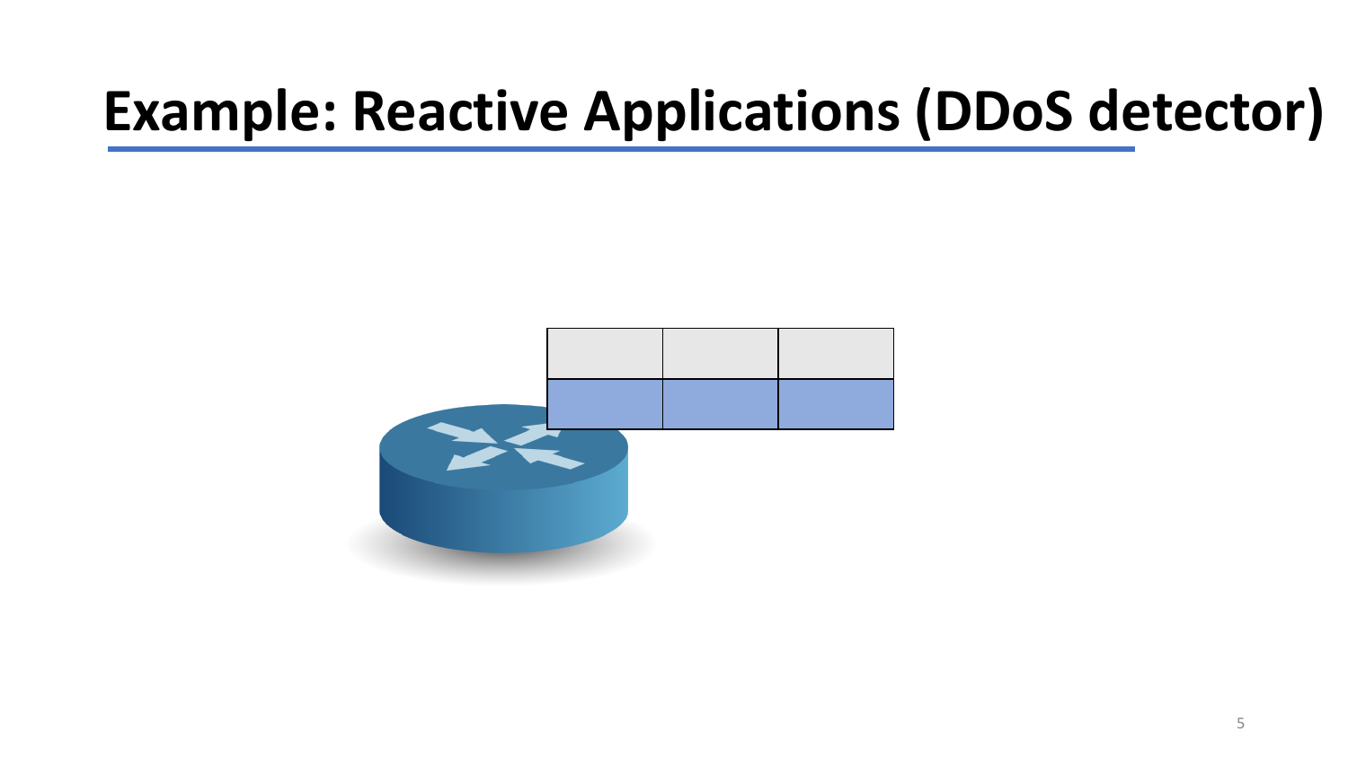# Example: Reactive Applications (DDoS detector)

|   |   |   |
|---|---|---|
|   |   |   |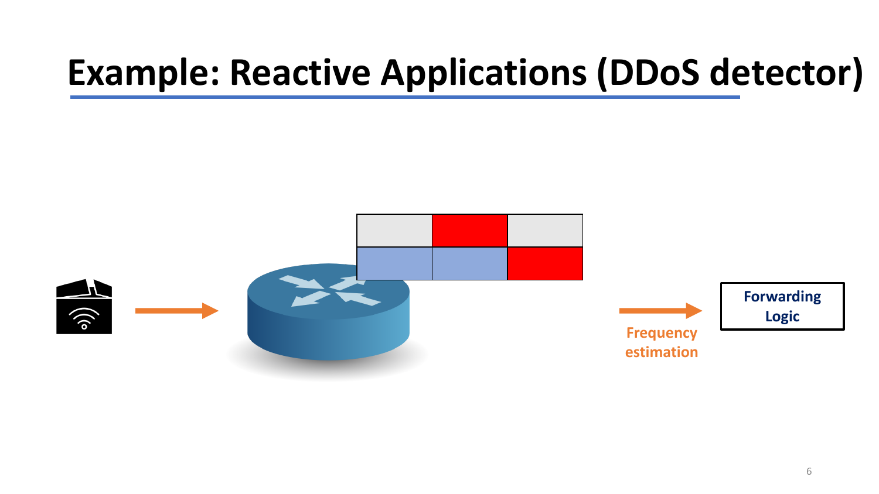# Example: Reactive Applications (DDoS detector)

Frequency estimation

Forwarding Logic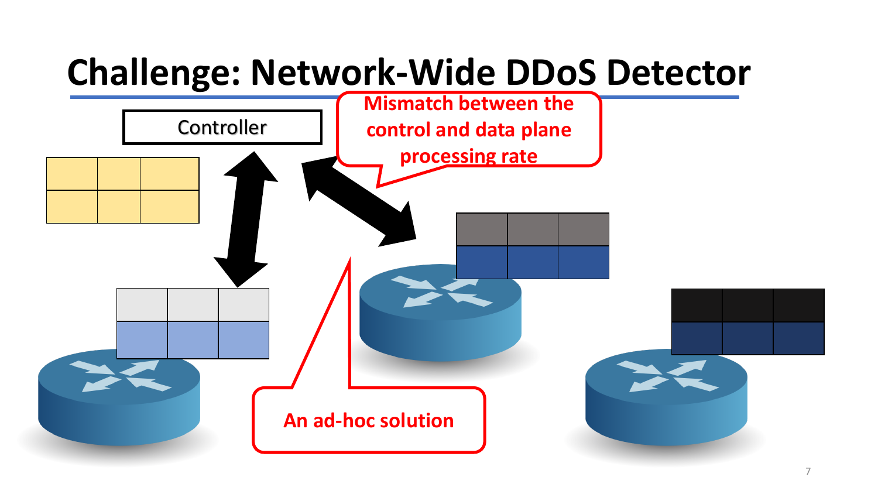# Challenge: Network-Wide DDoS Detector

Controller

Mismatch between the control and data plane processing rate

An ad-hoc solution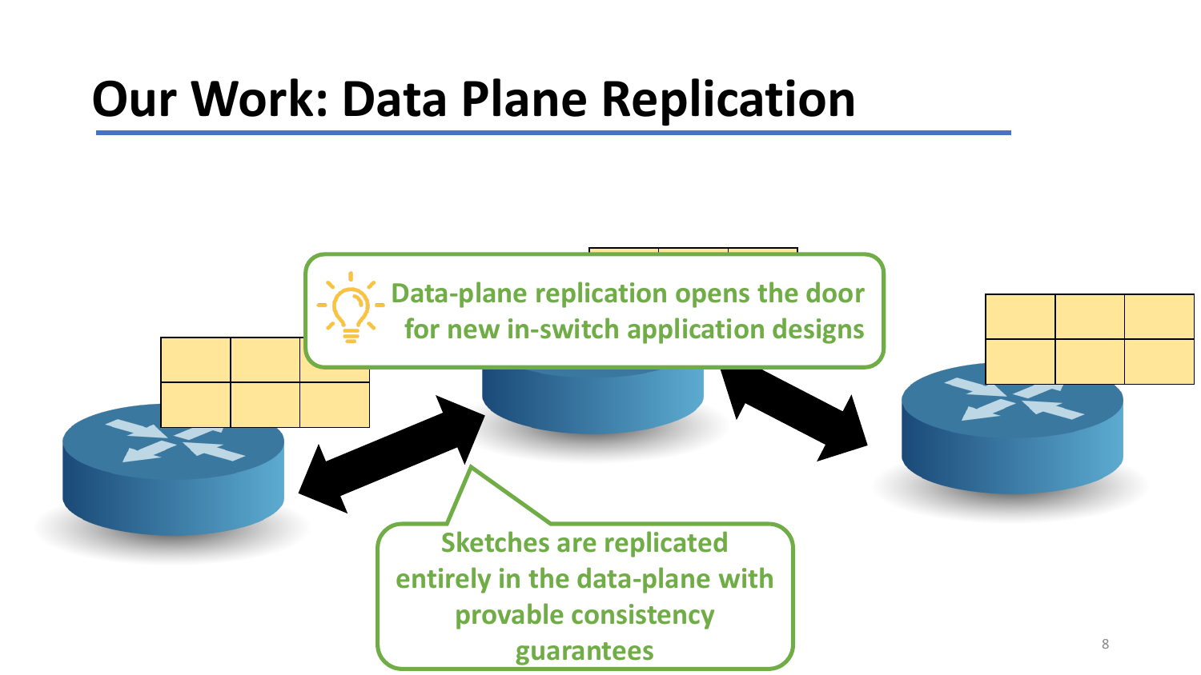# Our Work: Data Plane Replication

Data-plane replication opens the door for new in-switch application designs

Sketches are replicated entirely in the data-plane with provable consistency guarantees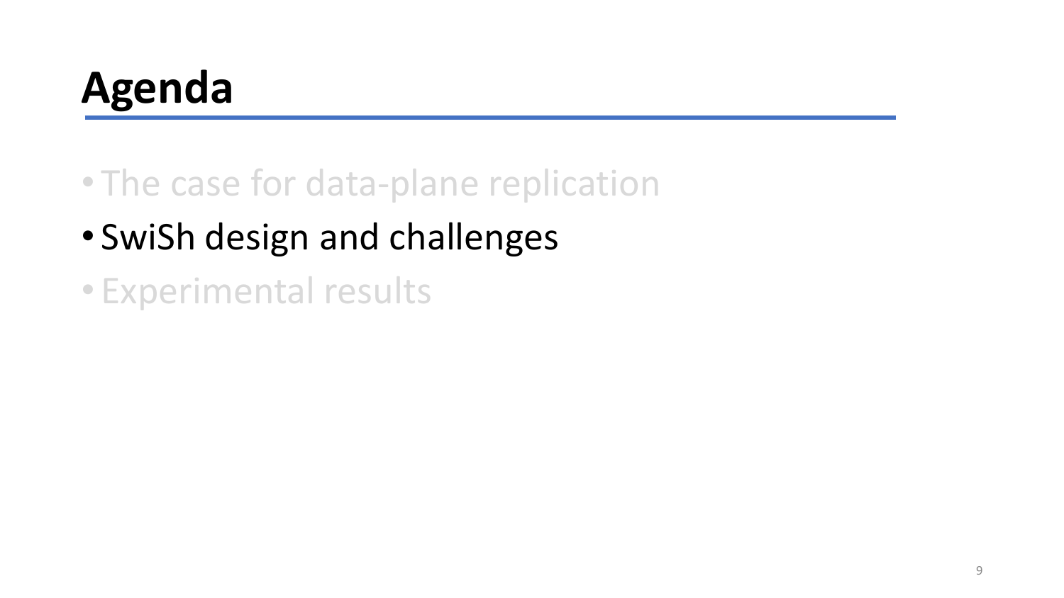# Agenda

- The case for data-plane replication
- SwiSh design and challenges
- Experimental results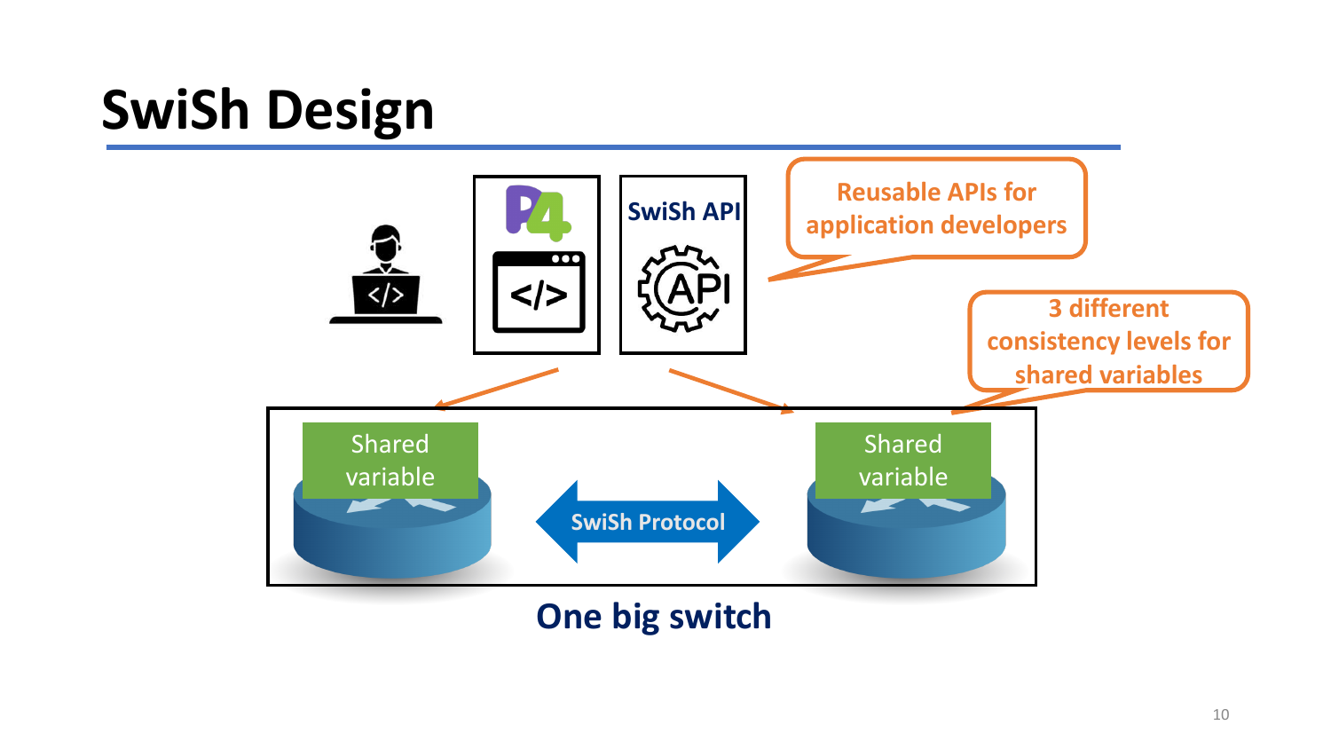# SwiSh Design

SwiSh API

Reusable APIs for application developers

3 different consistency levels for shared variables

Shared variable

SwiSh Protocol

Shared variable

One big switch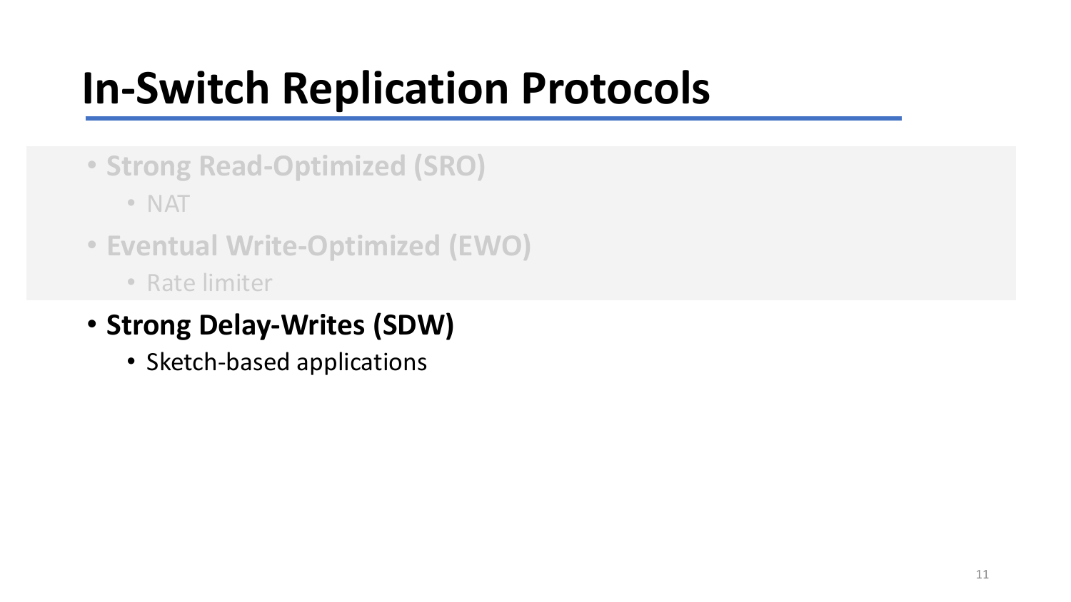# In-Switch Replication Protocols

- Strong Read-Optimized (SRO)
  - NAT
- Eventual Write-Optimized (EWO)
  - Rate limiter
- **Strong Delay-Writes (SDW)**
  - Sketch-based applications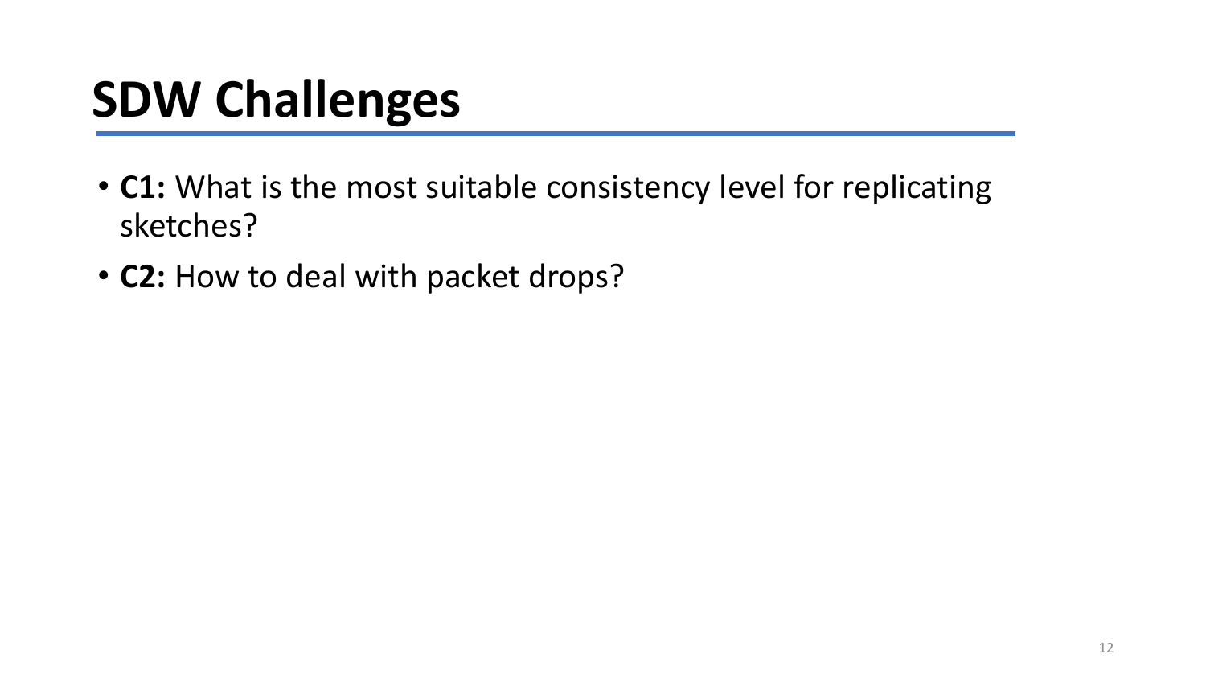# SDW Challenges

- **C1:** What is the most suitable consistency level for replicating sketches?
- **C2:** How to deal with packet drops?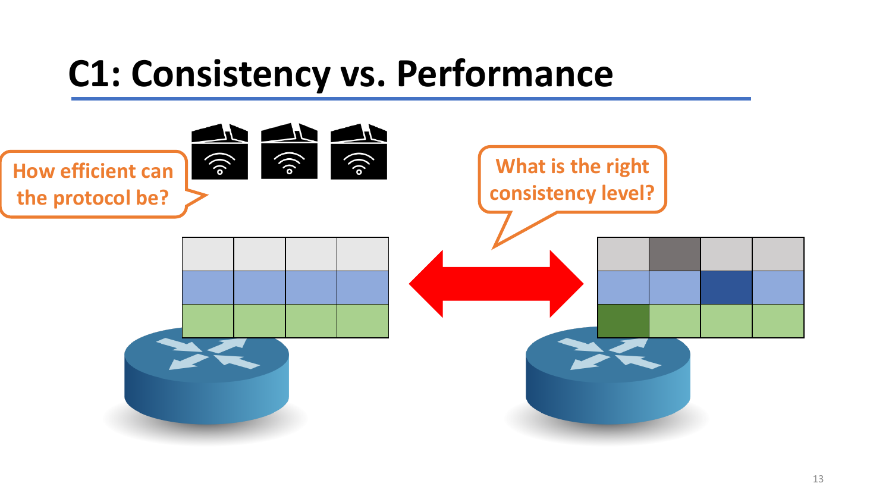# C1: Consistency vs. Performance

How efficient can the protocol be?

What is the right consistency level?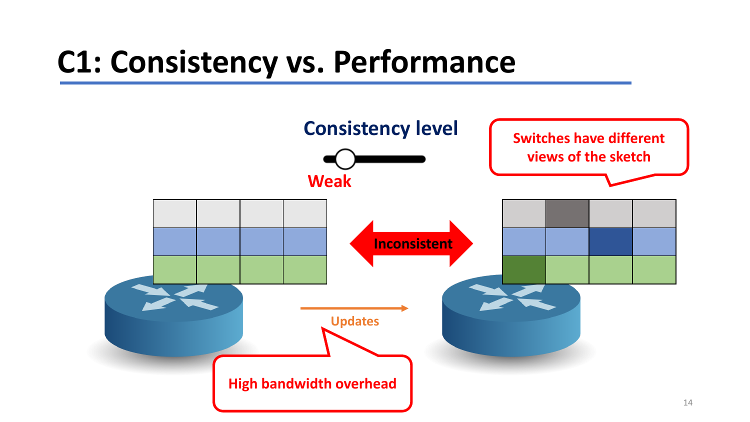# C1: Consistency vs. Performance

Consistency level

Weak

Switches have different views of the sketch

Inconsistent

Updates

High bandwidth overhead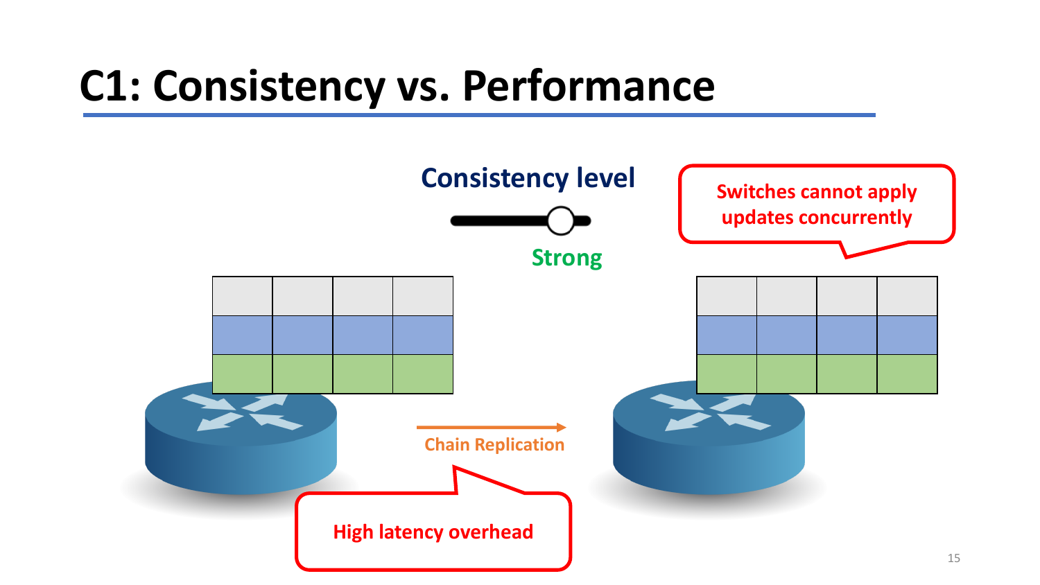# C1: Consistency vs. Performance

Consistency level

Strong

Switches cannot apply updates concurrently

Chain Replication

High latency overhead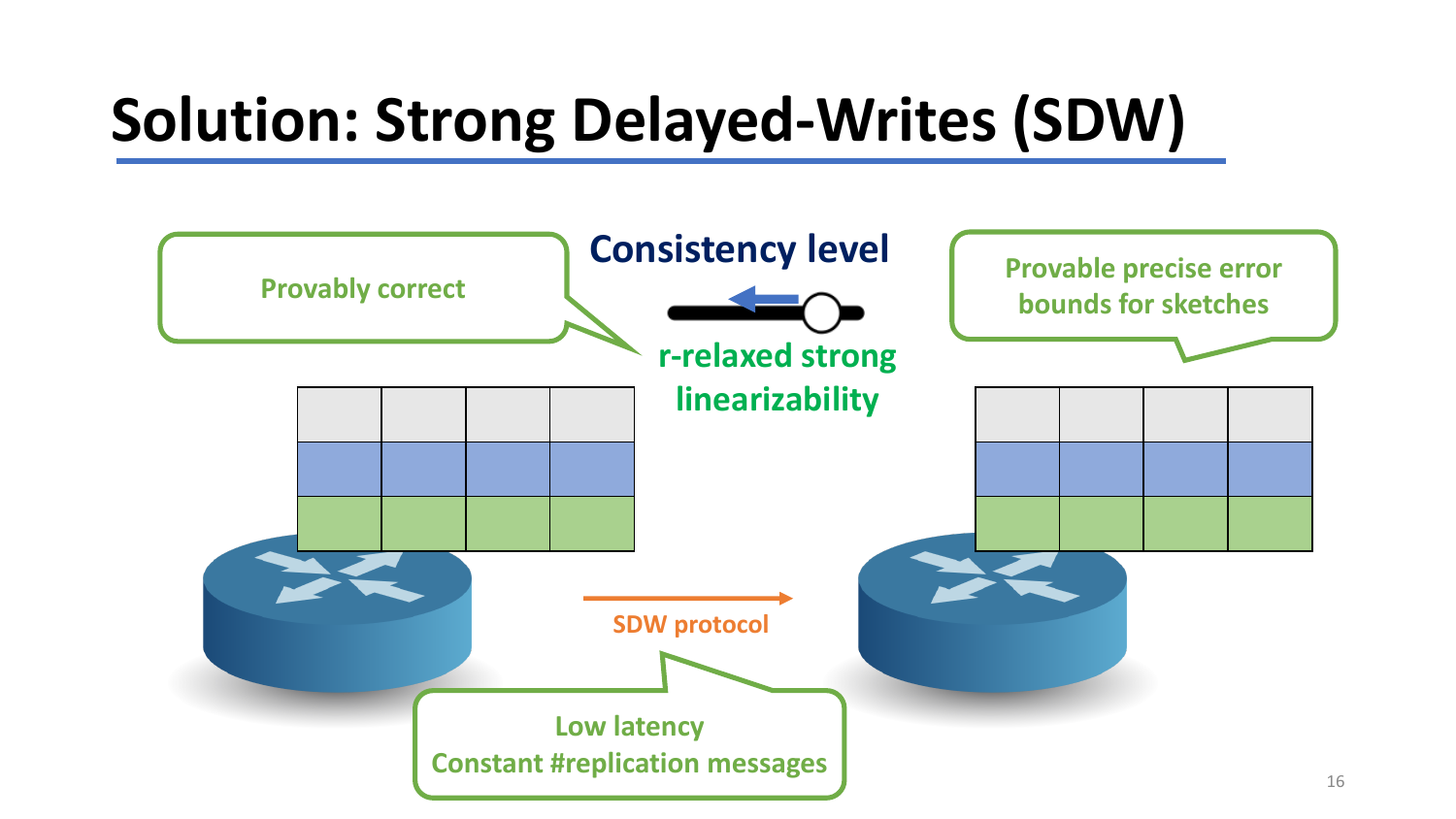# Solution: Strong Delayed-Writes (SDW)

Provably correct

Consistency level

r-relaxed strong linearizability

Provable precise error bounds for sketches

SDW protocol

Low latency
Constant #replication messages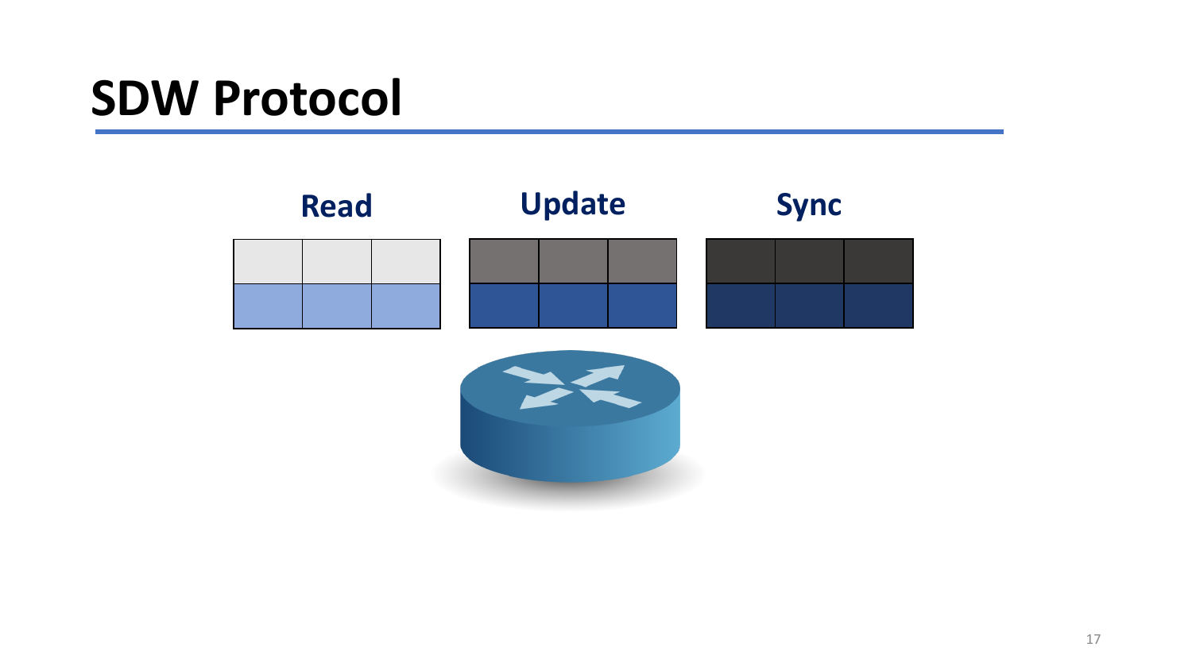# SDW Protocol

**Read**

**Update**

**Sync**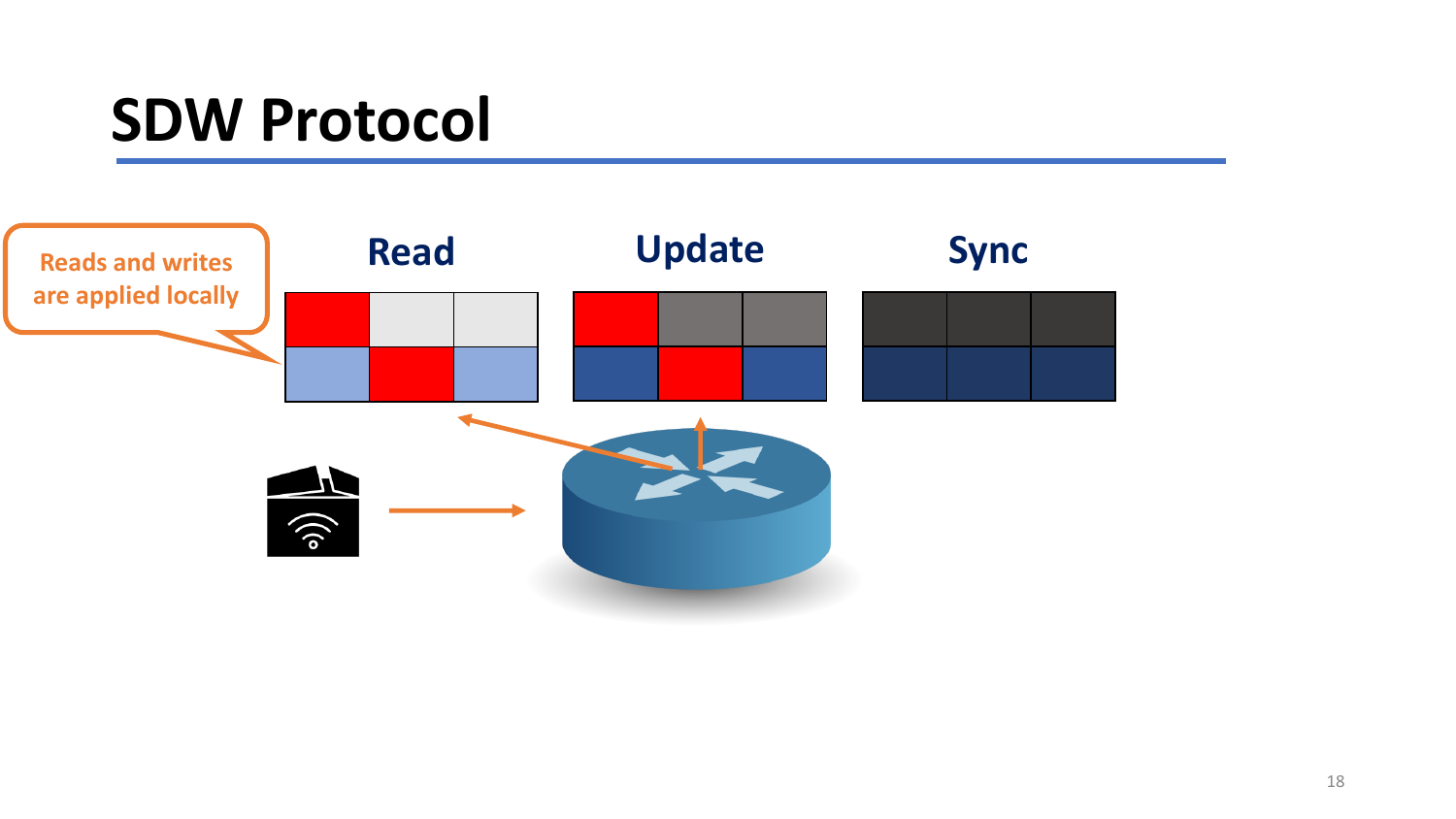# SDW Protocol

Reads and writes are applied locally

Read

Update

Sync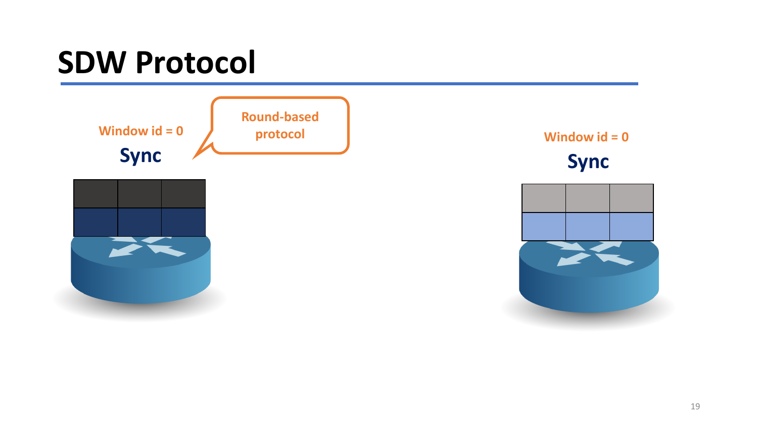# SDW Protocol

Window id = 0

Sync

Round-based protocol

Window id = 0

Sync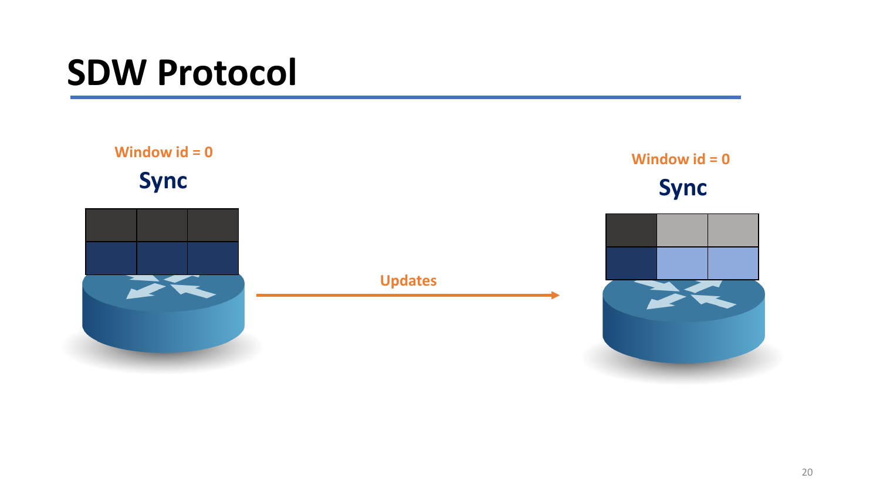# SDW Protocol

Window id = 0

Sync

Updates

Window id = 0

Sync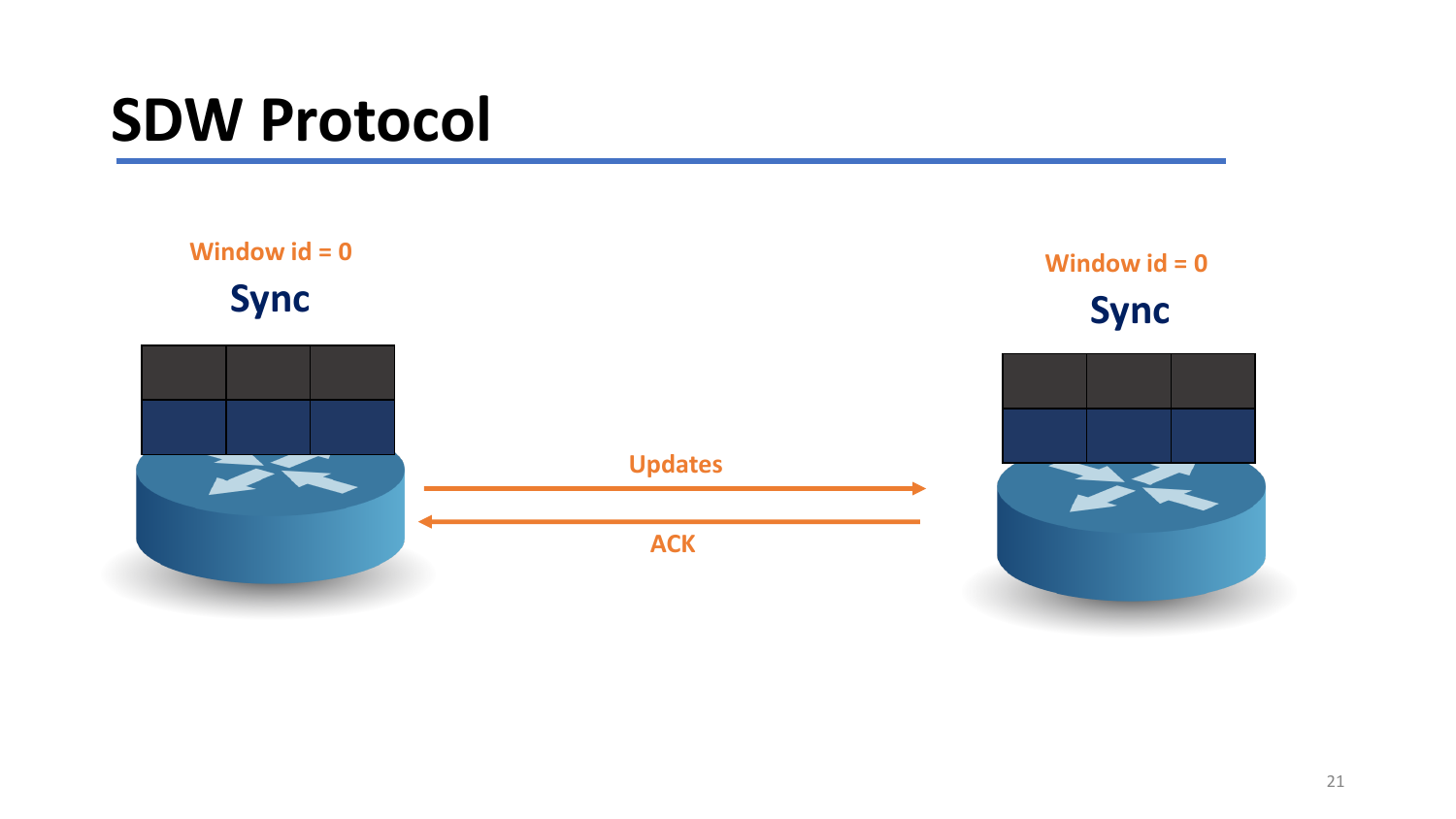# SDW Protocol

Window id = 0

Sync

Updates

ACK

Window id = 0

Sync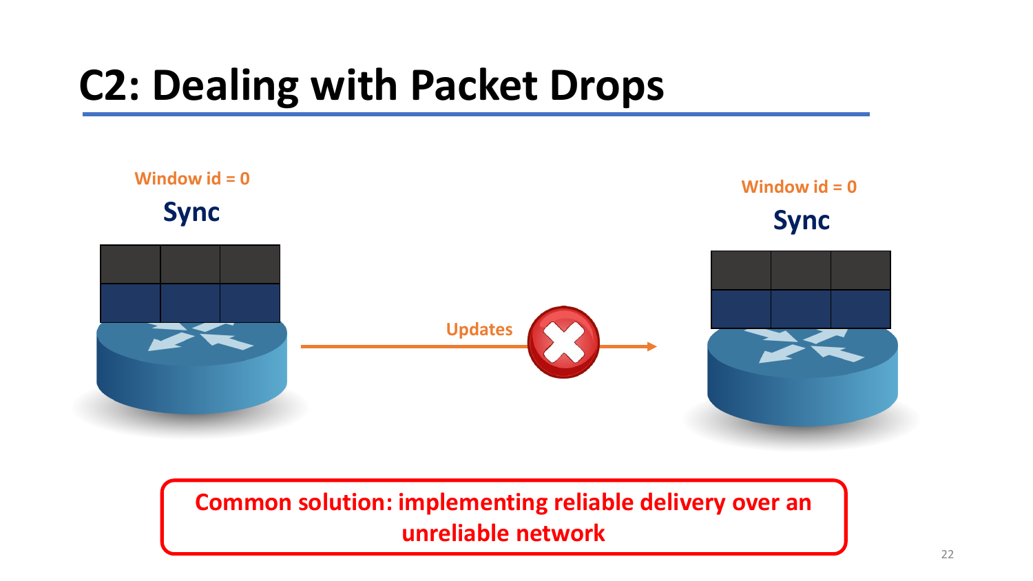# C2: Dealing with Packet Drops

Window id = 0

Sync

Updates

Window id = 0

Sync

**Common solution: implementing reliable delivery over an unreliable network**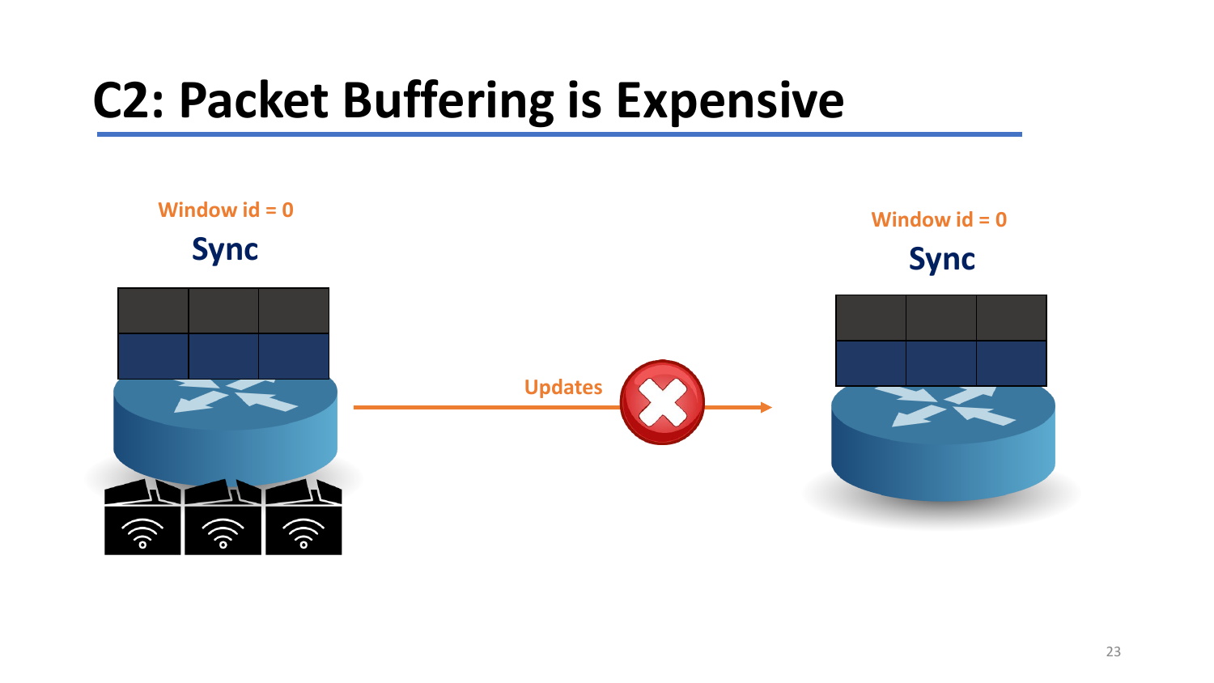# C2: Packet Buffering is Expensive

Window id = 0

Sync

Updates

Window id = 0

Sync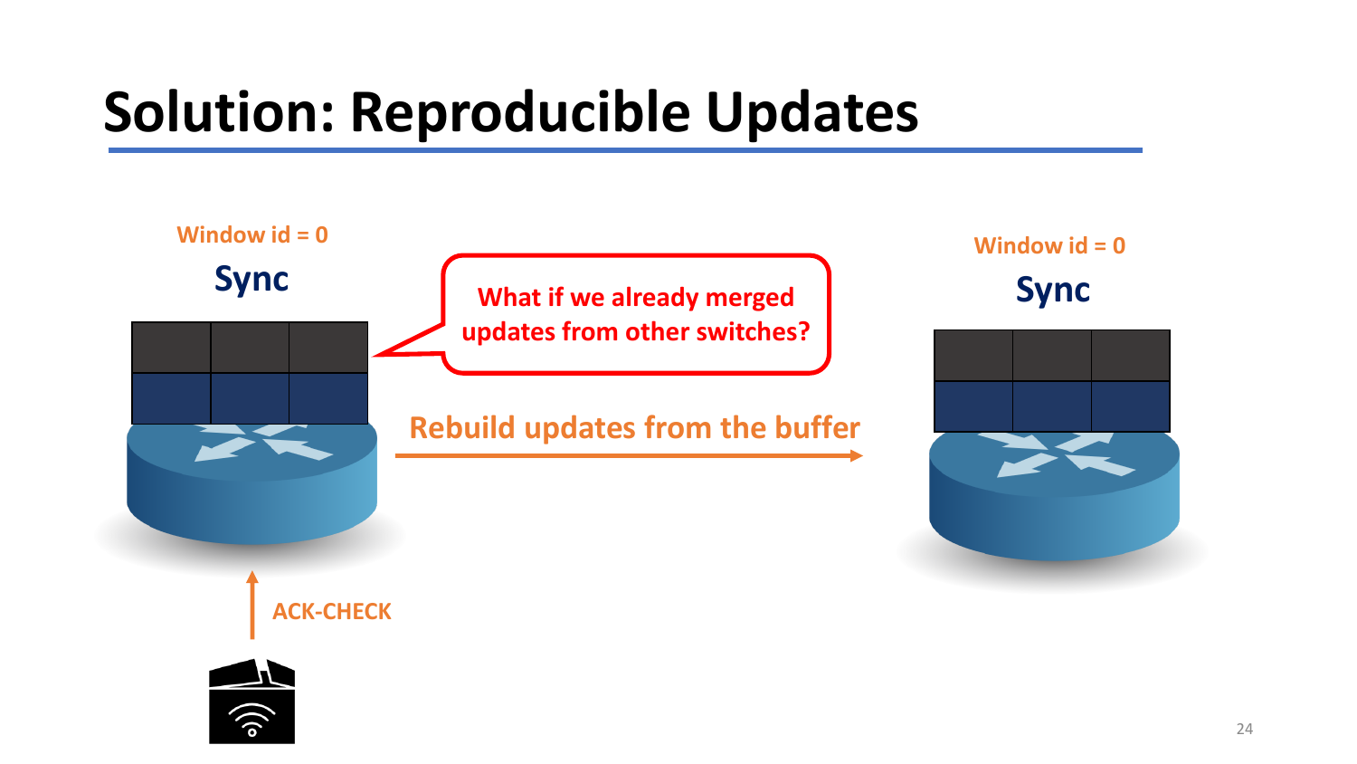# Solution: Reproducible Updates

Window id = 0

Sync

What if we already merged updates from other switches?

Rebuild updates from the buffer

Window id = 0

Sync

ACK-CHECK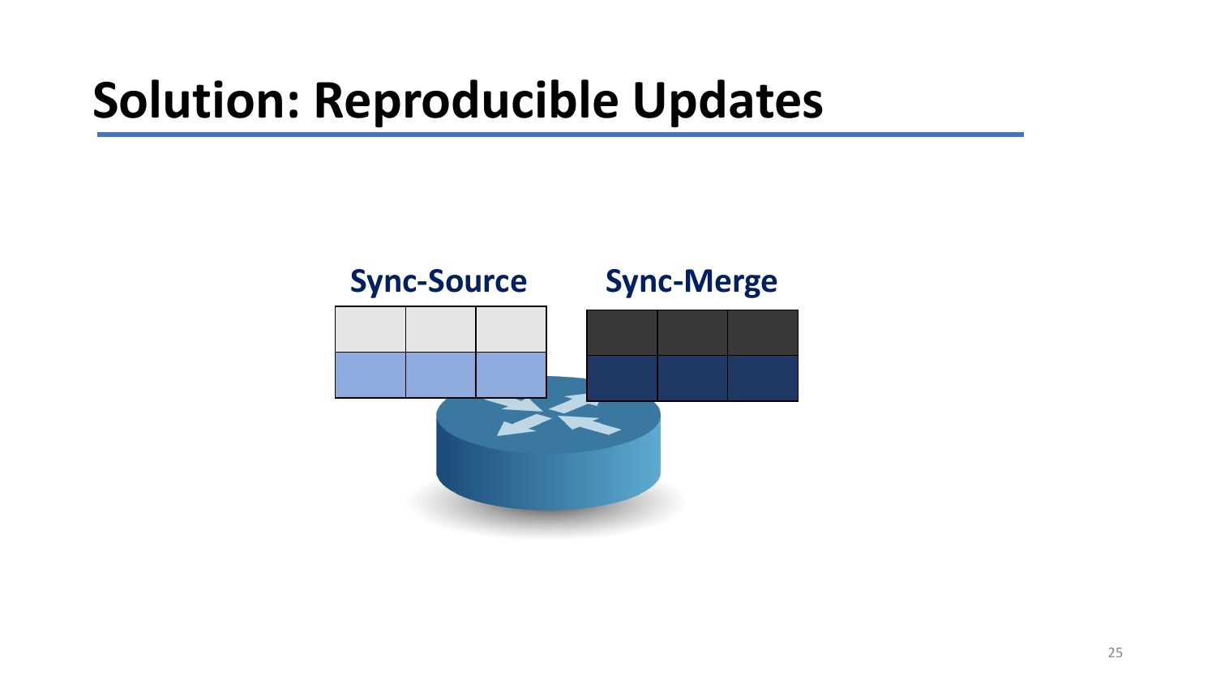# Solution: Reproducible Updates

**Sync-Source**

**Sync-Merge**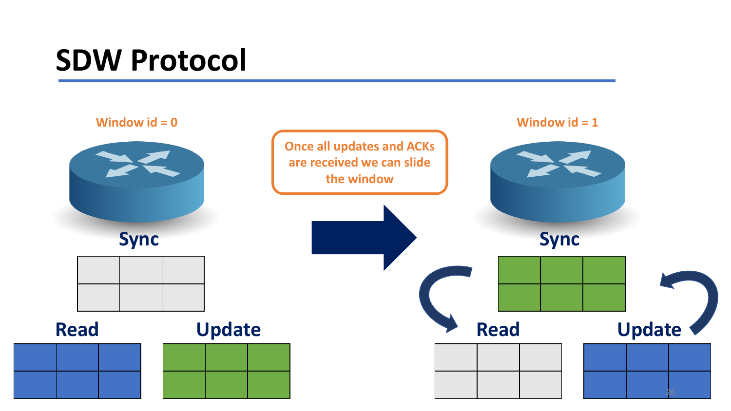# SDW Protocol

Window id = 0

Sync

Read

Update

Once all updates and ACKs are received we can slide the window

Window id = 1

Sync

Read

Update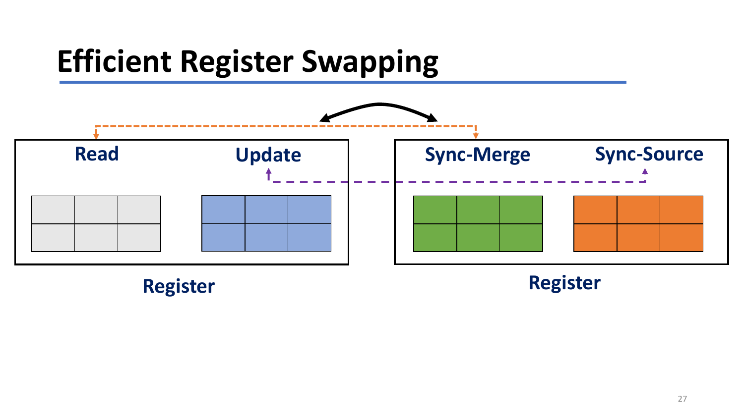# Efficient Register Swapping

Read

Update

Register

Sync-Merge

Sync-Source

Register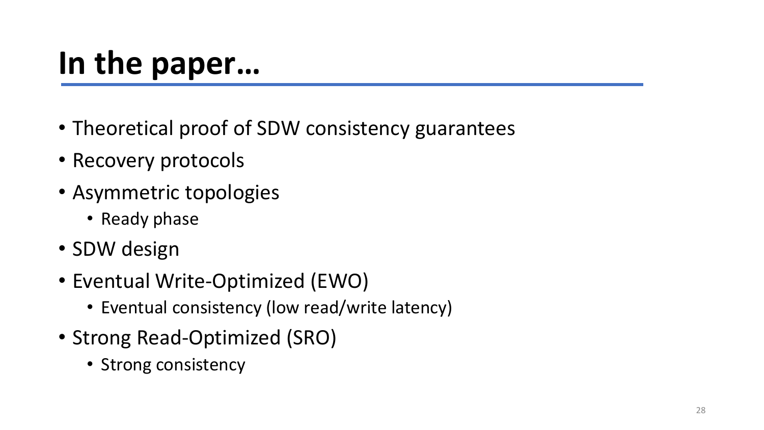# In the paper…

- Theoretical proof of SDW consistency guarantees
- Recovery protocols
- Asymmetric topologies
  - Ready phase
- SDW design
- Eventual Write-Optimized (EWO)
  - Eventual consistency (low read/write latency)
- Strong Read-Optimized (SRO)
  - Strong consistency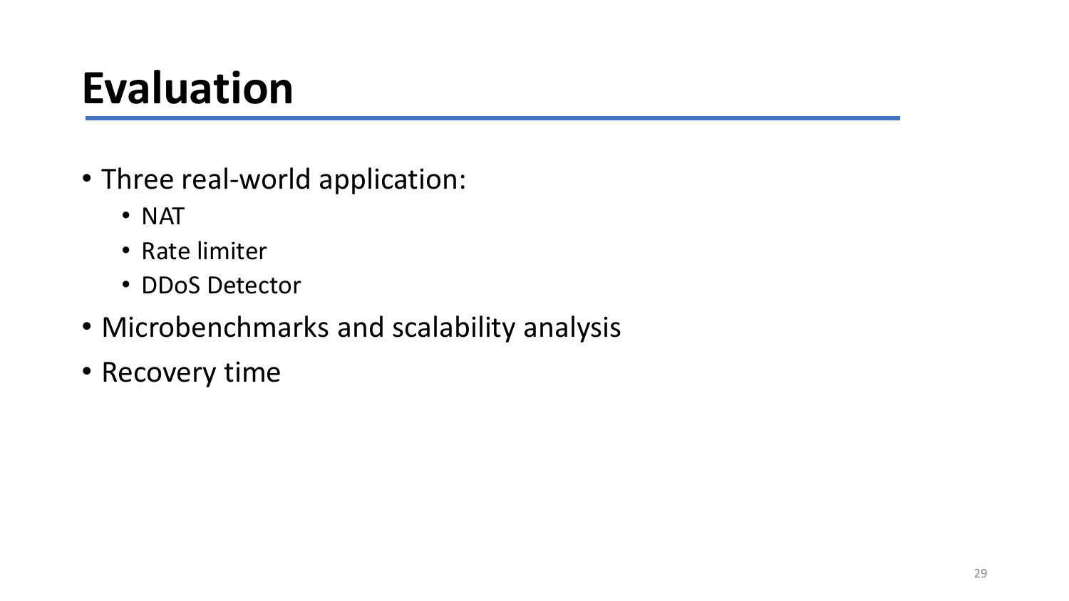# Evaluation

- Three real-world application:
  - NAT
  - Rate limiter
  - DDoS Detector
- Microbenchmarks and scalability analysis
- Recovery time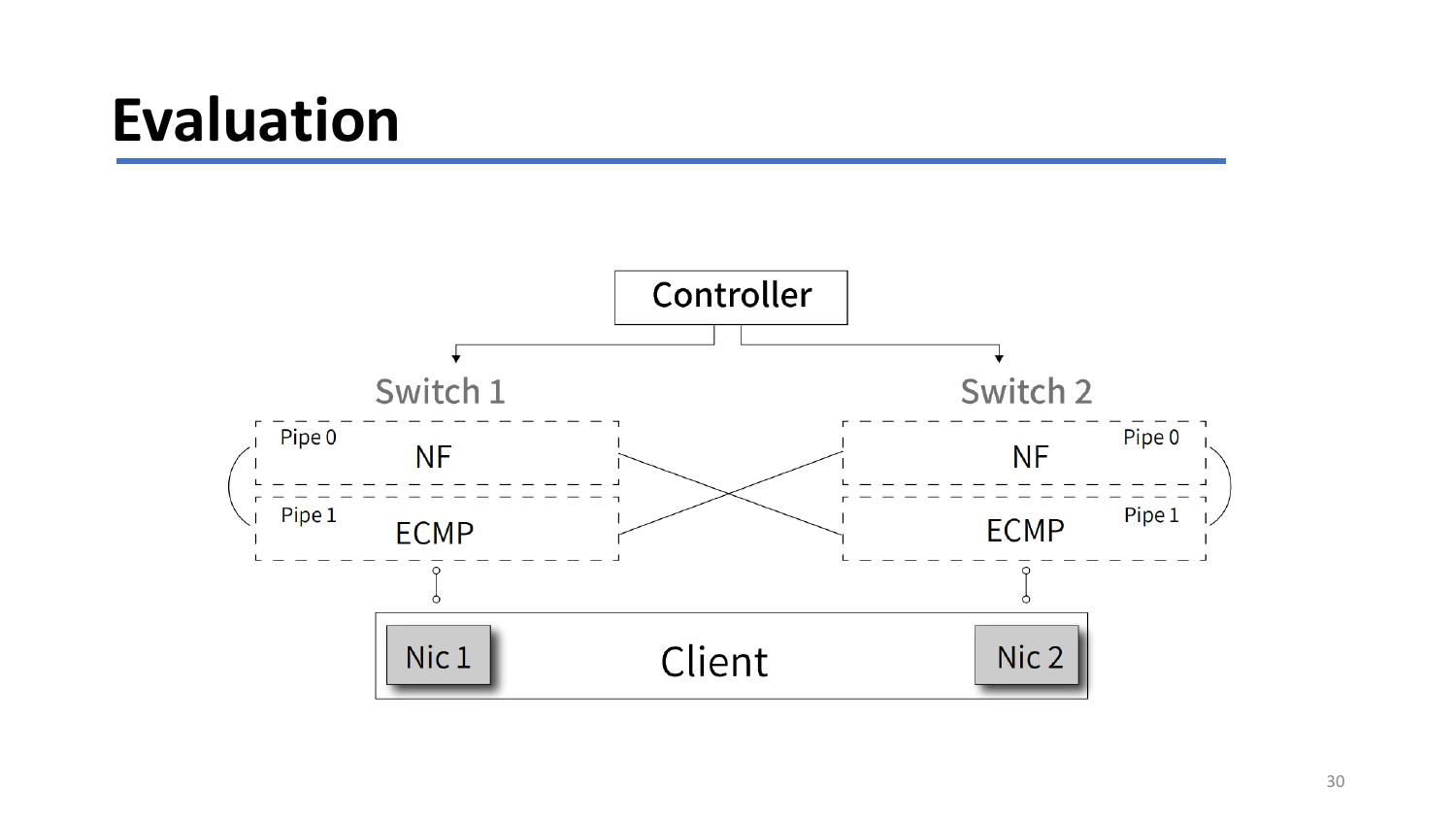# Evaluation

Controller

Switch 1

Pipe 0

NF

Pipe 1

ECMP

Switch 2

Pipe 0

NF

Pipe 1

ECMP

Nic 1

Client

Nic 2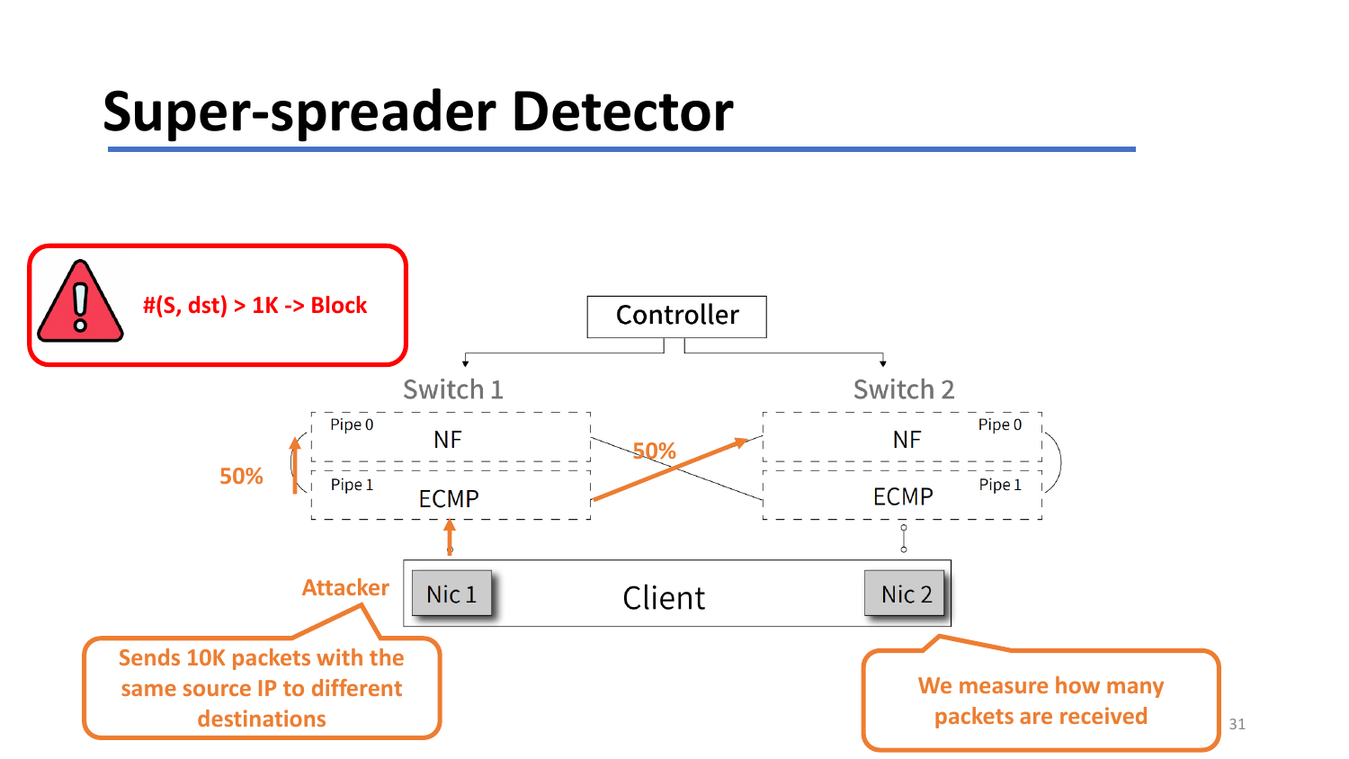# Super-spreader Detector

#(S, dst) > 1K -> Block

Controller

Switch 1

Pipe 0 NF

Pipe 1 ECMP

50%

50%

Switch 2

Pipe 0 NF

Pipe 1 ECMP

Attacker

Nic 1 Client Nic 2

Sends 10K packets with the same source IP to different destinations

We measure how many packets are received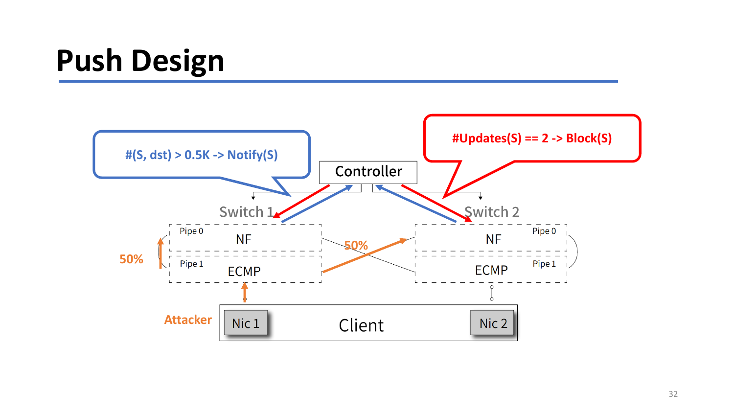# Push Design

#(S, dst) > 0.5K -> Notify(S)

#Updates(S) == 2 -> Block(S)

Controller

Switch 1

Switch 2

Pipe 0 NF

Pipe 1 ECMP

50%

50%

Attacker

Nic 1

Client

Nic 2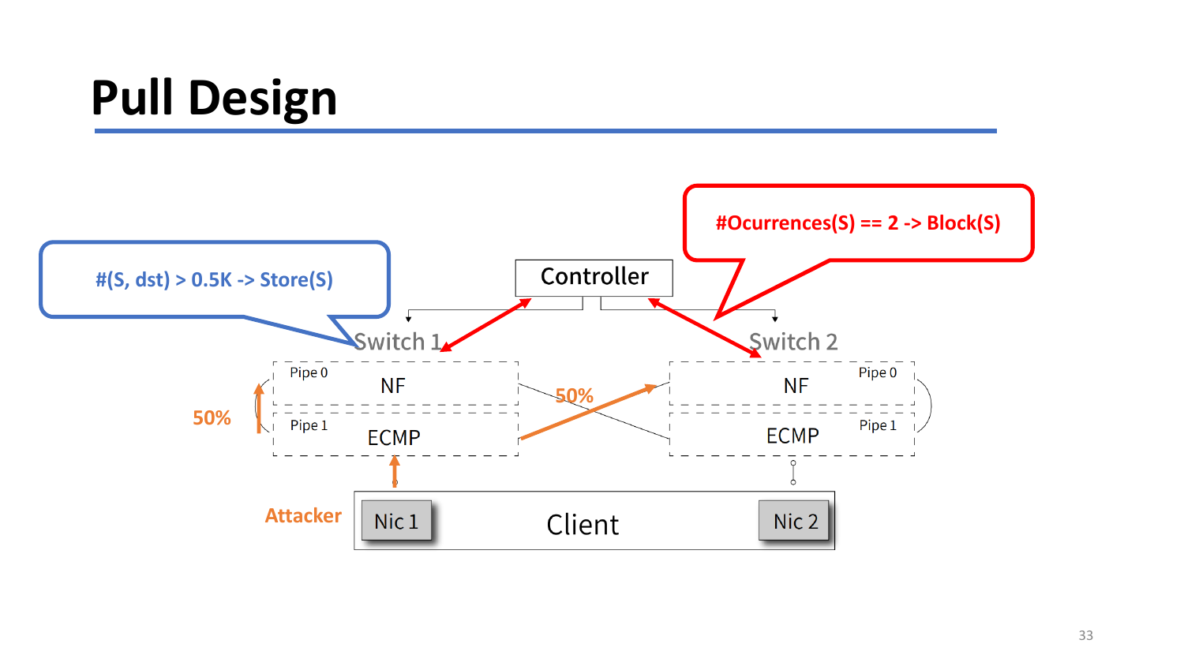# Pull Design

#(S, dst) > 0.5K -> Store(S)

#Ocurrences(S) == 2 -> Block(S)

Controller

Switch 1

Switch 2

Pipe 0

NF

Pipe 1

ECMP

50%

50%

Pipe 0

NF

Pipe 1

ECMP

Attacker

Nic 1

Client

Nic 2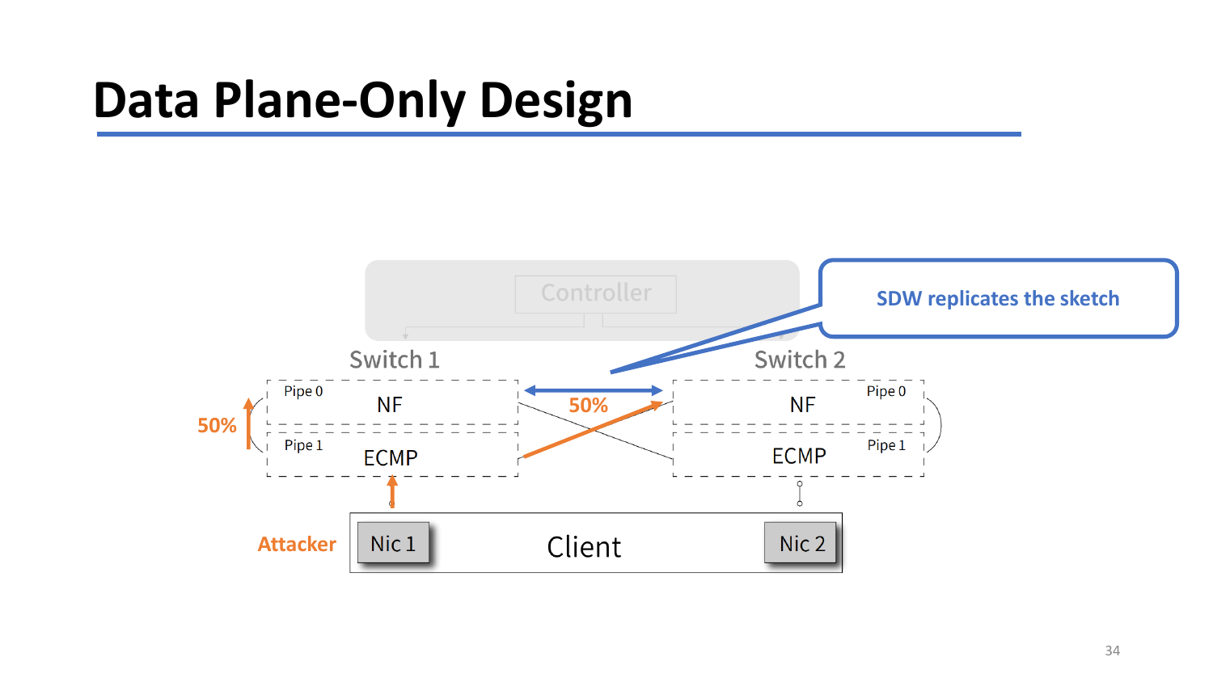# Data Plane-Only Design

SDW replicates the sketch

Controller

Switch 1

Switch 2

Pipe 0 NF

Pipe 1 ECMP

Pipe 0 NF

Pipe 1 ECMP

50%

50%

Attacker

Nic 1

Client

Nic 2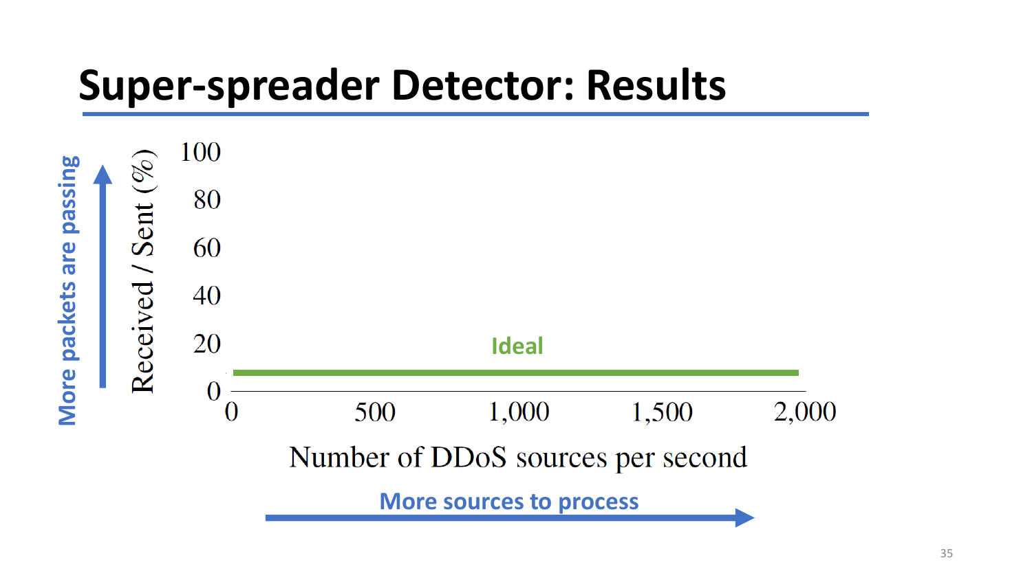# Super-spreader Detector: Results

More packets are passing

Received / Sent (%)

100
80
60
40
20
0

Ideal

0 500 1,000 1,500 2,000

Number of DDoS sources per second

More sources to process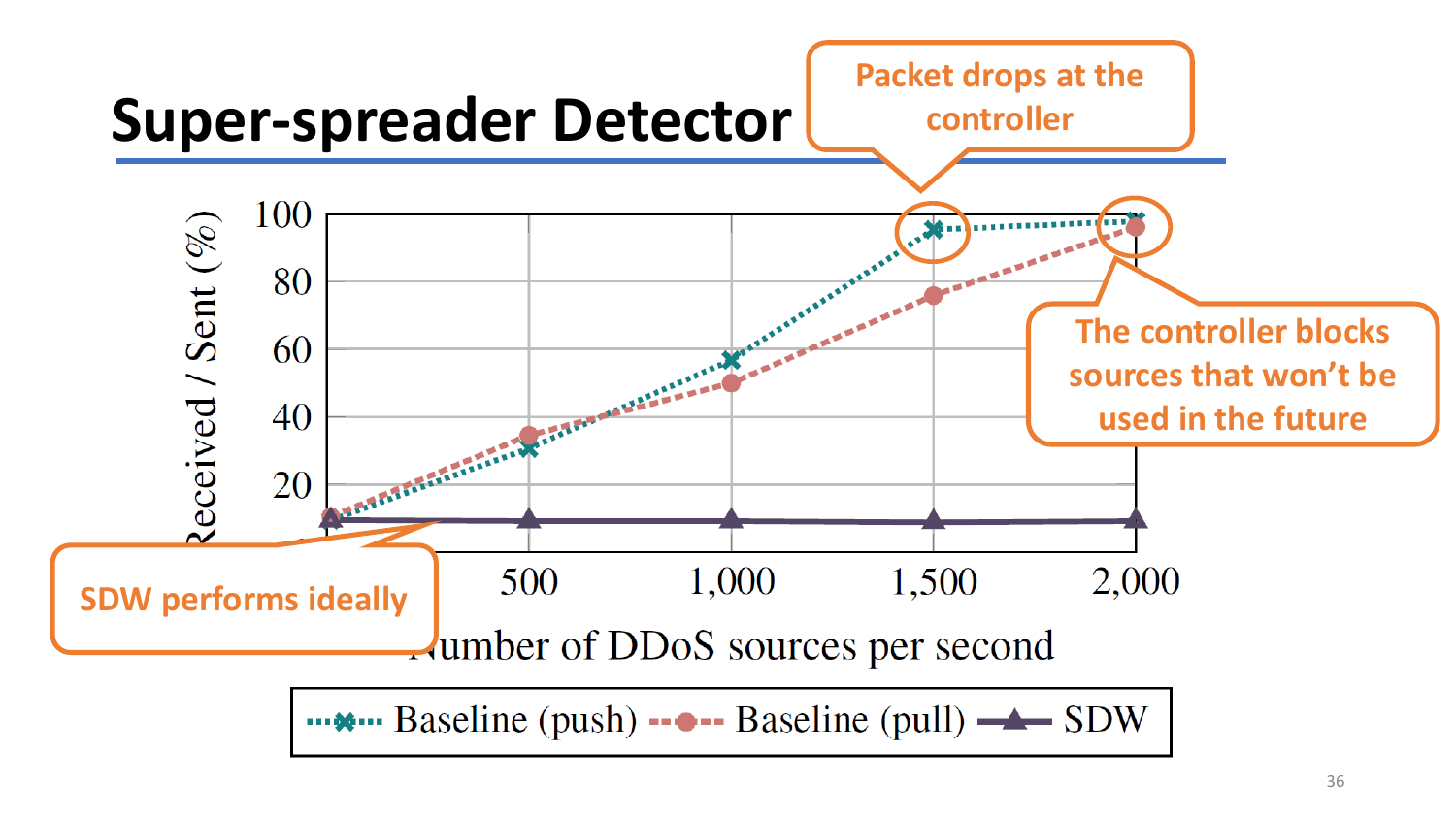# Super-spreader Detector

Packet drops at the controller

The controller blocks sources that won't be used in the future

SDW performs ideally

Received / Sent (%)

Number of DDoS sources per second

Baseline (push) · Baseline (pull) · SDW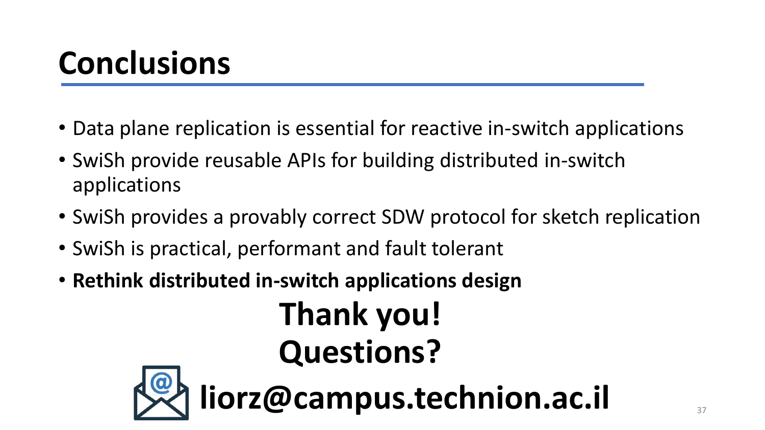# Conclusions

- Data plane replication is essential for reactive in-switch applications
- SwiSh provide reusable APIs for building distributed in-switch applications
- SwiSh provides a provably correct SDW protocol for sketch replication
- SwiSh is practical, performant and fault tolerant
- **Rethink distributed in-switch applications design**

**Thank you!**

**Questions?**

**liorz@campus.technion.ac.il**